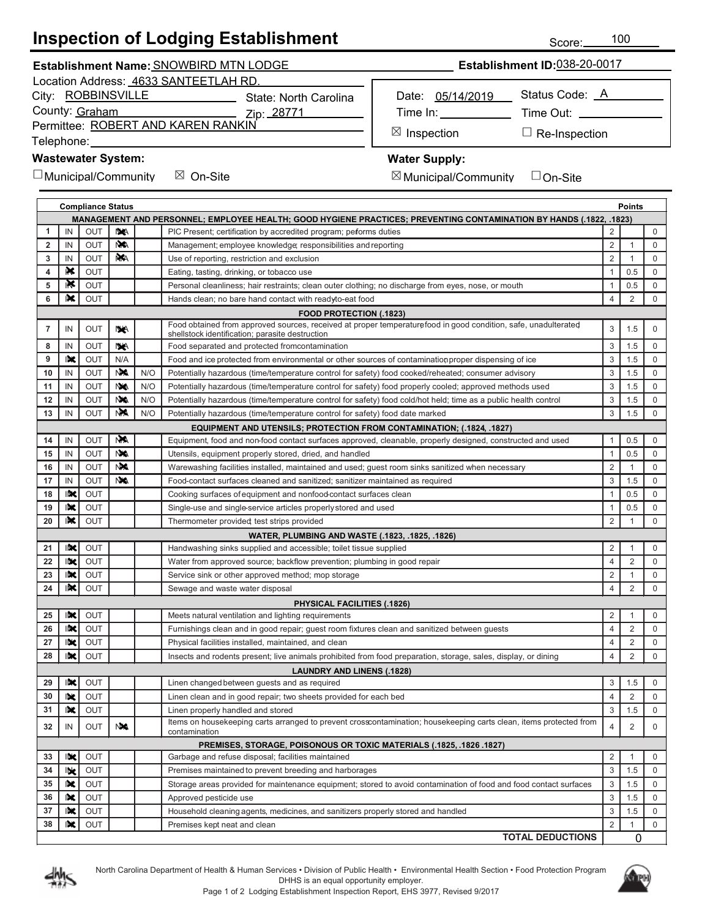# Inspection of Lodging Establishment

Score: 100

**Establishment Name:** SNOWBIRD MTN LODGE
**Establishment ID:** 038-20-0017

Location Address: 4633 SANTEETLAH RD.
City: ROBBINSVILLE
State: North Carolina
County: Graham
Zip: 28771
Permittee: ROBERT AND KAREN RANKIN
Telephone:

Date: 05/14/2019
Status Code: A
Time In:
Time Out:
☒ Inspection ☐ Re-Inspection

**Wastewater System:**
☐ Municipal/Community ☒ On-Site

**Water Supply:**
☒ Municipal/Community ☐ On-Site

| # | Compliance Status | | | | | Points | | |
|---|---|---|---|---|---|---|---|---|
| | **MANAGEMENT AND PERSONNEL; EMPLOYEE HEALTH; GOOD HYGIENE PRACTICES; PREVENTING CONTAMINATION BY HANDS (.1822, .1823)** | | | | | | | |
| 1 | IN | OUT | ☒ N/A | | PIC Present; certification by accredited program; performs duties | 2 | | 0 |
| 2 | IN | OUT | ☒ N/A | | Management; employee knowledge; responsibilities and reporting | 2 | 1 | 0 |
| 3 | IN | OUT | ☒ N/A | | Use of reporting, restriction and exclusion | 2 | 1 | 0 |
| 4 | ☒ IN | OUT | | | Eating, tasting, drinking, or tobacco use | 1 | 0.5 | 0 |
| 5 | ☒ IN | OUT | | | Personal cleanliness; hair restraints; clean outer clothing; no discharge from eyes, nose, or mouth | 1 | 0.5 | 0 |
| 6 | ☒ IN | OUT | | | Hands clean; no bare hand contact with ready-to-eat food | 4 | 2 | 0 |
| | **FOOD PROTECTION (.1823)** | | | | | | | |
| 7 | IN | OUT | ☒ N/A | | Food obtained from approved sources, received at proper temperature; food in good condition, safe, unadulterated; shellstock identification; parasite destruction | 3 | 1.5 | 0 |
| 8 | IN | OUT | ☒ N/A | | Food separated and protected from contamination | 3 | 1.5 | 0 |
| 9 | ☒ IN | OUT | N/A | | Food and ice protected from environmental or other sources of contamination; proper dispensing of ice | 3 | 1.5 | 0 |
| 10 | IN | OUT | ☒ N/A | N/O | Potentially hazardous (time/temperature control for safety) food cooked/reheated; consumer advisory | 3 | 1.5 | 0 |
| 11 | IN | OUT | ☒ N/A | N/O | Potentially hazardous (time/temperature control for safety) food properly cooled; approved methods used | 3 | 1.5 | 0 |
| 12 | IN | OUT | ☒ N/A | N/O | Potentially hazardous (time/temperature control for safety) food cold/hot held; time as a public health control | 3 | 1.5 | 0 |
| 13 | IN | OUT | ☒ N/A | N/O | Potentially hazardous (time/temperature control for safety) food date marked | 3 | 1.5 | 0 |
| | **EQUIPMENT AND UTENSILS; PROTECTION FROM CONTAMINATION; (.1824, .1827)** | | | | | | | |
| 14 | IN | OUT | ☒ N/A | | Equipment, food and non-food contact surfaces approved, cleanable, properly designed, constructed and used | 1 | 0.5 | 0 |
| 15 | IN | OUT | ☒ N/A | | Utensils, equipment properly stored, dried, and handled | 1 | 0.5 | 0 |
| 16 | IN | OUT | ☒ N/A | | Warewashing facilities installed, maintained and used; guest room sinks sanitized when necessary | 2 | 1 | 0 |
| 17 | IN | OUT | ☒ N/A | | Food-contact surfaces cleaned and sanitized; sanitizer maintained as required | 3 | 1.5 | 0 |
| 18 | ☒ IN | OUT | | | Cooking surfaces of equipment and nonfood-contact surfaces clean | 1 | 0.5 | 0 |
| 19 | ☒ IN | OUT | | | Single-use and single-service articles properly stored and used | 1 | 0.5 | 0 |
| 20 | ☒ IN | OUT | | | Thermometer provided; test strips provided | 2 | 1 | 0 |
| | **WATER, PLUMBING AND WASTE (.1823, .1825, .1826)** | | | | | | | |
| 21 | ☒ IN | OUT | | | Handwashing sinks supplied and accessible; toilet tissue supplied | 2 | 1 | 0 |
| 22 | ☒ IN | OUT | | | Water from approved source; backflow prevention; plumbing in good repair | 4 | 2 | 0 |
| 23 | ☒ IN | OUT | | | Service sink or other approved method; mop storage | 2 | 1 | 0 |
| 24 | ☒ IN | OUT | | | Sewage and waste water disposal | 4 | 2 | 0 |
| | **PHYSICAL FACILITIES (.1826)** | | | | | | | |
| 25 | ☒ IN | OUT | | | Meets natural ventilation and lighting requirements | 2 | 1 | 0 |
| 26 | ☒ IN | OUT | | | Furnishings clean and in good repair; guest room fixtures clean and sanitized between guests | 4 | 2 | 0 |
| 27 | ☒ IN | OUT | | | Physical facilities installed, maintained, and clean | 4 | 2 | 0 |
| 28 | ☒ IN | OUT | | | Insects and rodents present; live animals prohibited from food preparation, storage, sales, display, or dining | 4 | 2 | 0 |
| | **LAUNDRY AND LINENS (.1828)** | | | | | | | |
| 29 | ☒ IN | OUT | | | Linen changed between guests and as required | 3 | 1.5 | 0 |
| 30 | ☒ IN | OUT | | | Linen clean and in good repair; two sheets provided for each bed | 4 | 2 | 0 |
| 31 | ☒ IN | OUT | | | Linen properly handled and stored | 3 | 1.5 | 0 |
| 32 | IN | OUT | ☒ N/A | | Items on housekeeping carts arranged to prevent cross-contamination; housekeeping carts clean, items protected from contamination | 4 | 2 | 0 |
| | **PREMISES, STORAGE, POISONOUS OR TOXIC MATERIALS (.1825, .1826 .1827)** | | | | | | | |
| 33 | ☒ IN | OUT | | | Garbage and refuse disposal; facilities maintained | 2 | 1 | 0 |
| 34 | ☒ IN | OUT | | | Premises maintained to prevent breeding and harborages | 3 | 1.5 | 0 |
| 35 | ☒ IN | OUT | | | Storage areas provided for maintenance equipment; stored to avoid contamination of food and food contact surfaces | 3 | 1.5 | 0 |
| 36 | ☒ IN | OUT | | | Approved pesticide use | 3 | 1.5 | 0 |
| 37 | ☒ IN | OUT | | | Household cleaning agents, medicines, and sanitizers properly stored and handled | 3 | 1.5 | 0 |
| 38 | ☒ IN | OUT | | | Premises kept neat and clean | 2 | 1 | 0 |
| | | | | | **TOTAL DEDUCTIONS** | 0 | | |

North Carolina Department of Health & Human Services • Division of Public Health • Environmental Health Section • Food Protection Program
DHHS is an equal opportunity employer.
Lodging Establishment Inspection Report, EHS 3977, Revised 9/2017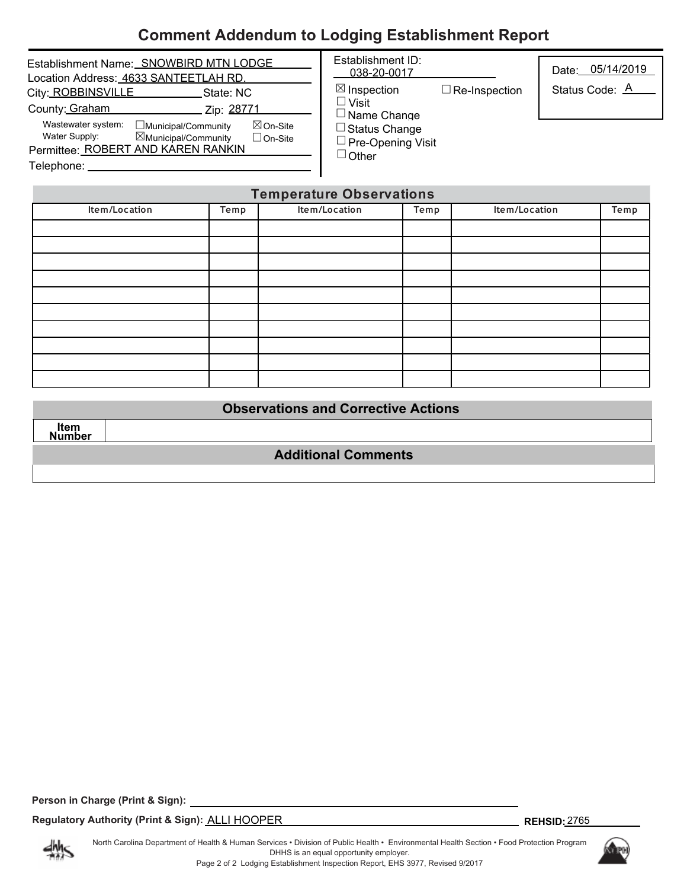# Comment Addendum to Lodging Establishment Report

Establishment Name: SNOWBIRD MTN LODGE
Location Address: 4633 SANTEETLAH RD.
City: ROBBINSVILLE State: NC
County: Graham Zip: 28771
Wastewater system: ☐ Municipal/Community ☒ On-Site
Water Supply: ☒ Municipal/Community ☐ On-Site
Permittee: ROBERT AND KAREN RANKIN
Telephone:

Establishment ID: 038-20-0017
☒ Inspection ☐ Re-Inspection
☐ Visit
☐ Name Change
☐ Status Change
☐ Pre-Opening Visit
☐ Other

Date: 05/14/2019
Status Code: A

## Temperature Observations

| Item/Location | Temp | Item/Location | Temp | Item/Location | Temp |
|---|---|---|---|---|---|
| | | | | | |
| | | | | | |
| | | | | | |
| | | | | | |
| | | | | | |
| | | | | | |
| | | | | | |
| | | | | | |
| | | | | | |
| | | | | | |

## Observations and Corrective Actions

| Item Number | |
|---|---|

## Additional Comments

**Person in Charge (Print & Sign):**

**Regulatory Authority (Print & Sign):** ALLI HOOPER **REHSID:** 2765

North Carolina Department of Health & Human Services • Division of Public Health • Environmental Health Section • Food Protection Program
DHHS is an equal opportunity employer.
Page 2 of 2 Lodging Establishment Inspection Report, EHS 3977, Revised 9/2017